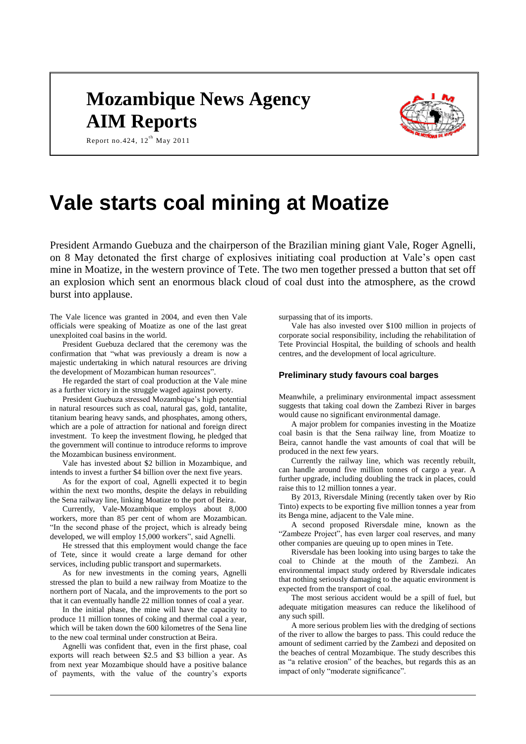# Mozambique News Agency AIM Reports

Report no.424, 12th May 2011

# Vale starts coal mining at Moatize

President Armando Guebuza and the chairperson of the Brazilian mining giant Vale, Roger Agnelli, on 8 May detonated the first charge of explosives initiating coal production at Vale's open cast mine in Moatize, in the western province of Tete. The two men together pressed a button that set off an explosion which sent an enormous black cloud of coal dust into the atmosphere, as the crowd burst into applause.

The Vale licence was granted in 2004, and even then Vale officials were speaking of Moatize as one of the last great unexploited coal basins in the world.

President Guebuza declared that the ceremony was the confirmation that "what was previously a dream is now a majestic undertaking in which natural resources are driving the development of Mozambican human resources".

He regarded the start of coal production at the Vale mine as a further victory in the struggle waged against poverty.

President Guebuza stressed Mozambique's high potential in natural resources such as coal, natural gas, gold, tantalite, titanium bearing heavy sands, and phosphates, among others, which are a pole of attraction for national and foreign direct investment. To keep the investment flowing, he pledged that the government will continue to introduce reforms to improve the Mozambican business environment.

Vale has invested about $2 billion in Mozambique, and intends to invest a further $4 billion over the next five years.

As for the export of coal, Agnelli expected it to begin within the next two months, despite the delays in rebuilding the Sena railway line, linking Moatize to the port of Beira.

Currently, Vale-Mozambique employs about 8,000 workers, more than 85 per cent of whom are Mozambican. "In the second phase of the project, which is already being developed, we will employ 15,000 workers", said Agnelli.

He stressed that this employment would change the face of Tete, since it would create a large demand for other services, including public transport and supermarkets.

As for new investments in the coming years, Agnelli stressed the plan to build a new railway from Moatize to the northern port of Nacala, and the improvements to the port so that it can eventually handle 22 million tonnes of coal a year.

In the initial phase, the mine will have the capacity to produce 11 million tonnes of coking and thermal coal a year, which will be taken down the 600 kilometres of the Sena line to the new coal terminal under construction at Beira.

Agnelli was confident that, even in the first phase, coal exports will reach between $2.5 and $3 billion a year. As from next year Mozambique should have a positive balance of payments, with the value of the country's exports surpassing that of its imports.

Vale has also invested over $100 million in projects of corporate social responsibility, including the rehabilitation of Tete Provincial Hospital, the building of schools and health centres, and the development of local agriculture.

## Preliminary study favours coal barges

Meanwhile, a preliminary environmental impact assessment suggests that taking coal down the Zambezi River in barges would cause no significant environmental damage.

A major problem for companies investing in the Moatize coal basin is that the Sena railway line, from Moatize to Beira, cannot handle the vast amounts of coal that will be produced in the next few years.

Currently the railway line, which was recently rebuilt, can handle around five million tonnes of cargo a year. A further upgrade, including doubling the track in places, could raise this to 12 million tonnes a year.

By 2013, Riversdale Mining (recently taken over by Rio Tinto) expects to be exporting five million tonnes a year from its Benga mine, adjacent to the Vale mine.

A second proposed Riversdale mine, known as the "Zambeze Project", has even larger coal reserves, and many other companies are queuing up to open mines in Tete.

Riversdale has been looking into using barges to take the coal to Chinde at the mouth of the Zambezi. An environmental impact study ordered by Riversdale indicates that nothing seriously damaging to the aquatic environment is expected from the transport of coal.

The most serious accident would be a spill of fuel, but adequate mitigation measures can reduce the likelihood of any such spill.

A more serious problem lies with the dredging of sections of the river to allow the barges to pass. This could reduce the amount of sediment carried by the Zambezi and deposited on the beaches of central Mozambique. The study describes this as "a relative erosion" of the beaches, but regards this as an impact of only "moderate significance".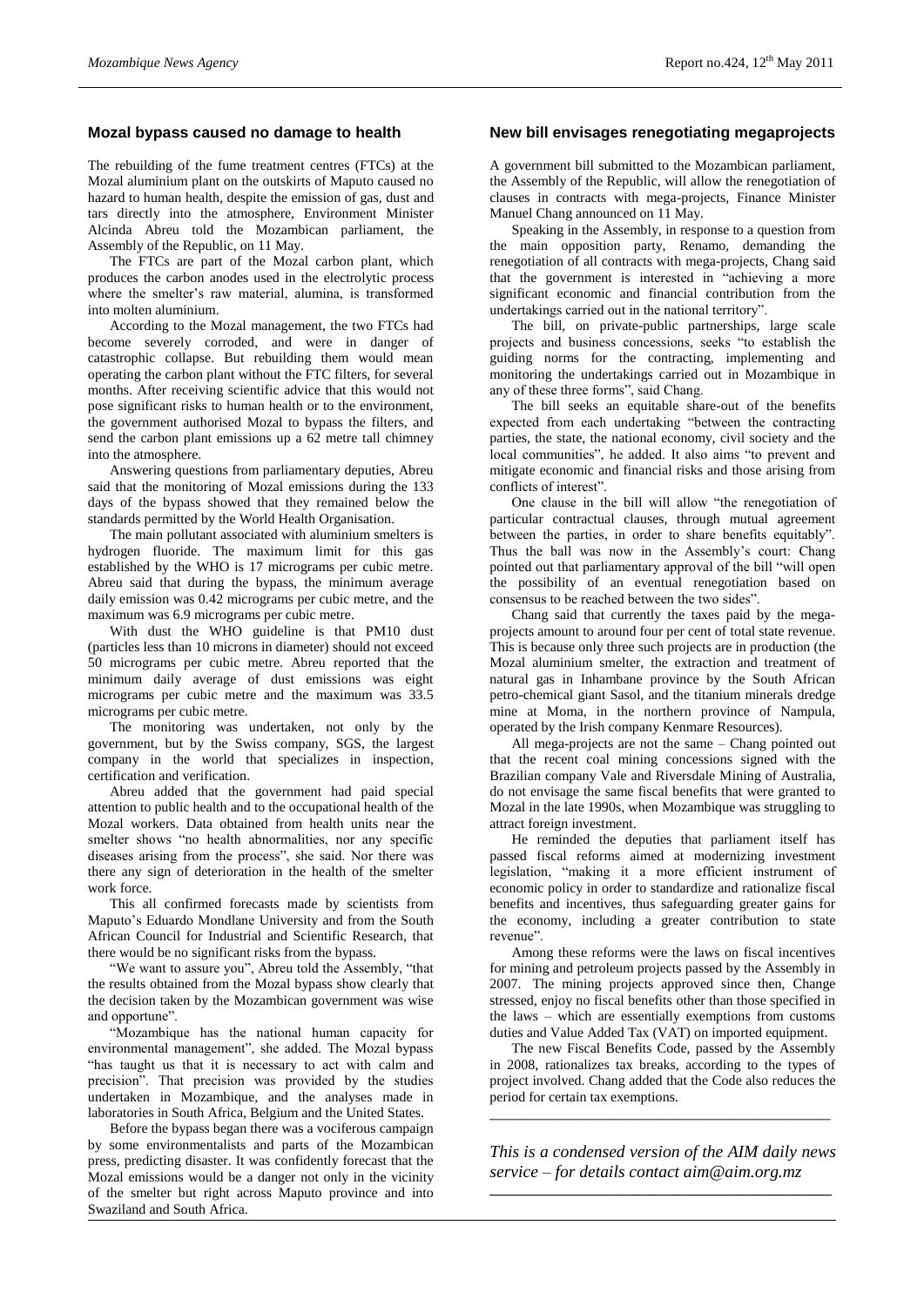## Mozal bypass caused no damage to health

The rebuilding of the fume treatment centres (FTCs) at the Mozal aluminium plant on the outskirts of Maputo caused no hazard to human health, despite the emission of gas, dust and tars directly into the atmosphere, Environment Minister Alcinda Abreu told the Mozambican parliament, the Assembly of the Republic, on 11 May.

The FTCs are part of the Mozal carbon plant, which produces the carbon anodes used in the electrolytic process where the smelter's raw material, alumina, is transformed into molten aluminium.

According to the Mozal management, the two FTCs had become severely corroded, and were in danger of catastrophic collapse. But rebuilding them would mean operating the carbon plant without the FTC filters, for several months. After receiving scientific advice that this would not pose significant risks to human health or to the environment, the government authorised Mozal to bypass the filters, and send the carbon plant emissions up a 62 metre tall chimney into the atmosphere.

Answering questions from parliamentary deputies, Abreu said that the monitoring of Mozal emissions during the 133 days of the bypass showed that they remained below the standards permitted by the World Health Organisation.

The main pollutant associated with aluminium smelters is hydrogen fluoride. The maximum limit for this gas established by the WHO is 17 micrograms per cubic metre. Abreu said that during the bypass, the minimum average daily emission was 0.42 micrograms per cubic metre, and the maximum was 6.9 micrograms per cubic metre.

With dust the WHO guideline is that PM10 dust (particles less than 10 microns in diameter) should not exceed 50 micrograms per cubic metre. Abreu reported that the minimum daily average of dust emissions was eight micrograms per cubic metre and the maximum was 33.5 micrograms per cubic metre.

The monitoring was undertaken, not only by the government, but by the Swiss company, SGS, the largest company in the world that specializes in inspection, certification and verification.

Abreu added that the government had paid special attention to public health and to the occupational health of the Mozal workers. Data obtained from health units near the smelter shows "no health abnormalities, nor any specific diseases arising from the process", she said. Nor there was there any sign of deterioration in the health of the smelter work force.

This all confirmed forecasts made by scientists from Maputo's Eduardo Mondlane University and from the South African Council for Industrial and Scientific Research, that there would be no significant risks from the bypass.

"We want to assure you", Abreu told the Assembly, "that the results obtained from the Mozal bypass show clearly that the decision taken by the Mozambican government was wise and opportune".

"Mozambique has the national human capacity for environmental management", she added. The Mozal bypass "has taught us that it is necessary to act with calm and precision". That precision was provided by the studies undertaken in Mozambique, and the analyses made in laboratories in South Africa, Belgium and the United States.

Before the bypass began there was a vociferous campaign by some environmentalists and parts of the Mozambican press, predicting disaster. It was confidently forecast that the Mozal emissions would be a danger not only in the vicinity of the smelter but right across Maputo province and into Swaziland and South Africa.

## New bill envisages renegotiating megaprojects

A government bill submitted to the Mozambican parliament, the Assembly of the Republic, will allow the renegotiation of clauses in contracts with mega-projects, Finance Minister Manuel Chang announced on 11 May.

Speaking in the Assembly, in response to a question from the main opposition party, Renamo, demanding the renegotiation of all contracts with mega-projects, Chang said that the government is interested in "achieving a more significant economic and financial contribution from the undertakings carried out in the national territory".

The bill, on private-public partnerships, large scale projects and business concessions, seeks "to establish the guiding norms for the contracting, implementing and monitoring the undertakings carried out in Mozambique in any of these three forms", said Chang.

The bill seeks an equitable share-out of the benefits expected from each undertaking "between the contracting parties, the state, the national economy, civil society and the local communities", he added. It also aims "to prevent and mitigate economic and financial risks and those arising from conflicts of interest".

One clause in the bill will allow "the renegotiation of particular contractual clauses, through mutual agreement between the parties, in order to share benefits equitably". Thus the ball was now in the Assembly's court: Chang pointed out that parliamentary approval of the bill "will open the possibility of an eventual renegotiation based on consensus to be reached between the two sides".

Chang said that currently the taxes paid by the mega-projects amount to around four per cent of total state revenue. This is because only three such projects are in production (the Mozal aluminium smelter, the extraction and treatment of natural gas in Inhambane province by the South African petro-chemical giant Sasol, and the titanium minerals dredge mine at Moma, in the northern province of Nampula, operated by the Irish company Kenmare Resources).

All mega-projects are not the same – Chang pointed out that the recent coal mining concessions signed with the Brazilian company Vale and Riversdale Mining of Australia, do not envisage the same fiscal benefits that were granted to Mozal in the late 1990s, when Mozambique was struggling to attract foreign investment.

He reminded the deputies that parliament itself has passed fiscal reforms aimed at modernizing investment legislation, "making it a more efficient instrument of economic policy in order to standardize and rationalize fiscal benefits and incentives, thus safeguarding greater gains for the economy, including a greater contribution to state revenue".

Among these reforms were the laws on fiscal incentives for mining and petroleum projects passed by the Assembly in 2007. The mining projects approved since then, Change stressed, enjoy no fiscal benefits other than those specified in the laws – which are essentially exemptions from customs duties and Value Added Tax (VAT) on imported equipment.

The new Fiscal Benefits Code, passed by the Assembly in 2008, rationalizes tax breaks, according to the types of project involved. Chang added that the Code also reduces the period for certain tax exemptions.

---

*This is a condensed version of the AIM daily news service – for details contact aim@aim.org.mz*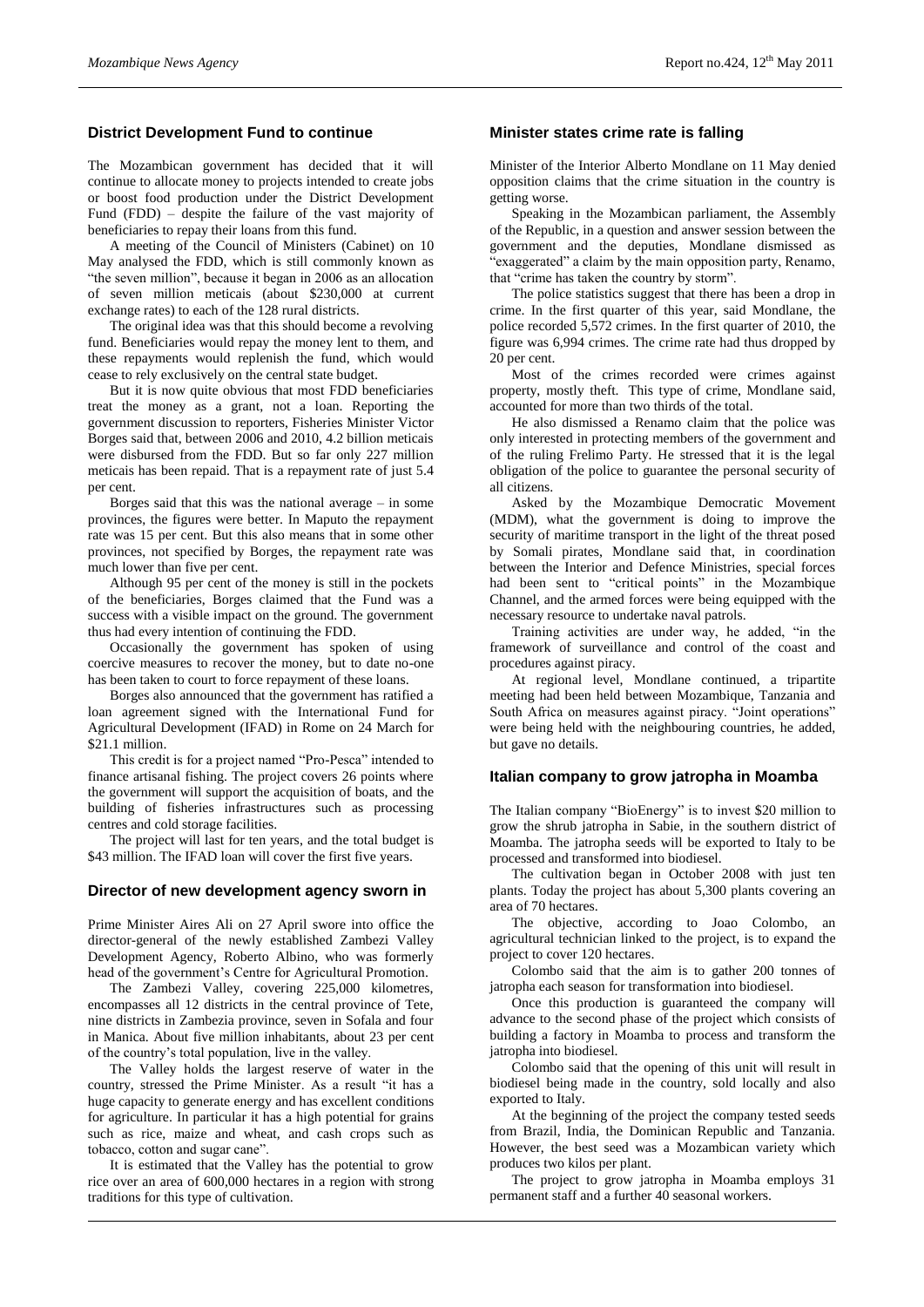## District Development Fund to continue

The Mozambican government has decided that it will continue to allocate money to projects intended to create jobs or boost food production under the District Development Fund (FDD) – despite the failure of the vast majority of beneficiaries to repay their loans from this fund.

A meeting of the Council of Ministers (Cabinet) on 10 May analysed the FDD, which is still commonly known as "the seven million", because it began in 2006 as an allocation of seven million meticais (about $230,000 at current exchange rates) to each of the 128 rural districts.

The original idea was that this should become a revolving fund. Beneficiaries would repay the money lent to them, and these repayments would replenish the fund, which would cease to rely exclusively on the central state budget.

But it is now quite obvious that most FDD beneficiaries treat the money as a grant, not a loan. Reporting the government discussion to reporters, Fisheries Minister Victor Borges said that, between 2006 and 2010, 4.2 billion meticais were disbursed from the FDD. But so far only 227 million meticais has been repaid. That is a repayment rate of just 5.4 per cent.

Borges said that this was the national average – in some provinces, the figures were better. In Maputo the repayment rate was 15 per cent. But this also means that in some other provinces, not specified by Borges, the repayment rate was much lower than five per cent.

Although 95 per cent of the money is still in the pockets of the beneficiaries, Borges claimed that the Fund was a success with a visible impact on the ground. The government thus had every intention of continuing the FDD.

Occasionally the government has spoken of using coercive measures to recover the money, but to date no-one has been taken to court to force repayment of these loans.

Borges also announced that the government has ratified a loan agreement signed with the International Fund for Agricultural Development (IFAD) in Rome on 24 March for $21.1 million.

This credit is for a project named "Pro-Pesca" intended to finance artisanal fishing. The project covers 26 points where the government will support the acquisition of boats, and the building of fisheries infrastructures such as processing centres and cold storage facilities.

The project will last for ten years, and the total budget is $43 million. The IFAD loan will cover the first five years.

## Director of new development agency sworn in

Prime Minister Aires Ali on 27 April swore into office the director-general of the newly established Zambezi Valley Development Agency, Roberto Albino, who was formerly head of the government's Centre for Agricultural Promotion.

The Zambezi Valley, covering 225,000 kilometres, encompasses all 12 districts in the central province of Tete, nine districts in Zambezia province, seven in Sofala and four in Manica. About five million inhabitants, about 23 per cent of the country's total population, live in the valley.

The Valley holds the largest reserve of water in the country, stressed the Prime Minister. As a result "it has a huge capacity to generate energy and has excellent conditions for agriculture. In particular it has a high potential for grains such as rice, maize and wheat, and cash crops such as tobacco, cotton and sugar cane".

It is estimated that the Valley has the potential to grow rice over an area of 600,000 hectares in a region with strong traditions for this type of cultivation.

## Minister states crime rate is falling

Minister of the Interior Alberto Mondlane on 11 May denied opposition claims that the crime situation in the country is getting worse.

Speaking in the Mozambican parliament, the Assembly of the Republic, in a question and answer session between the government and the deputies, Mondlane dismissed as "exaggerated" a claim by the main opposition party, Renamo, that "crime has taken the country by storm".

The police statistics suggest that there has been a drop in crime. In the first quarter of this year, said Mondlane, the police recorded 5,572 crimes. In the first quarter of 2010, the figure was 6,994 crimes. The crime rate had thus dropped by 20 per cent.

Most of the crimes recorded were crimes against property, mostly theft. This type of crime, Mondlane said, accounted for more than two thirds of the total.

He also dismissed a Renamo claim that the police was only interested in protecting members of the government and of the ruling Frelimo Party. He stressed that it is the legal obligation of the police to guarantee the personal security of all citizens.

Asked by the Mozambique Democratic Movement (MDM), what the government is doing to improve the security of maritime transport in the light of the threat posed by Somali pirates, Mondlane said that, in coordination between the Interior and Defence Ministries, special forces had been sent to "critical points" in the Mozambique Channel, and the armed forces were being equipped with the necessary resource to undertake naval patrols.

Training activities are under way, he added, "in the framework of surveillance and control of the coast and procedures against piracy.

At regional level, Mondlane continued, a tripartite meeting had been held between Mozambique, Tanzania and South Africa on measures against piracy. "Joint operations" were being held with the neighbouring countries, he added, but gave no details.

## Italian company to grow jatropha in Moamba

The Italian company "BioEnergy" is to invest $20 million to grow the shrub jatropha in Sabie, in the southern district of Moamba. The jatropha seeds will be exported to Italy to be processed and transformed into biodiesel.

The cultivation began in October 2008 with just ten plants. Today the project has about 5,300 plants covering an area of 70 hectares.

The objective, according to Joao Colombo, an agricultural technician linked to the project, is to expand the project to cover 120 hectares.

Colombo said that the aim is to gather 200 tonnes of jatropha each season for transformation into biodiesel.

Once this production is guaranteed the company will advance to the second phase of the project which consists of building a factory in Moamba to process and transform the jatropha into biodiesel.

Colombo said that the opening of this unit will result in biodiesel being made in the country, sold locally and also exported to Italy.

At the beginning of the project the company tested seeds from Brazil, India, the Dominican Republic and Tanzania. However, the best seed was a Mozambican variety which produces two kilos per plant.

The project to grow jatropha in Moamba employs 31 permanent staff and a further 40 seasonal workers.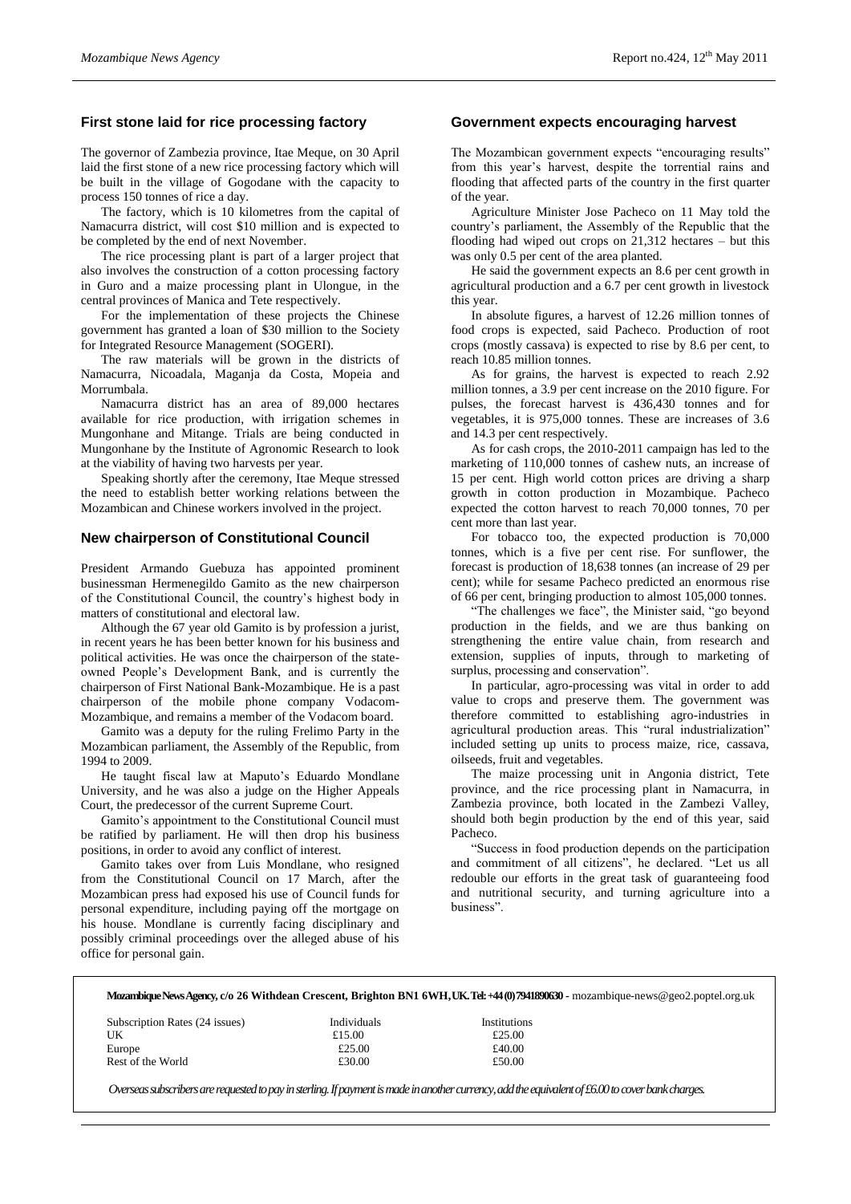## First stone laid for rice processing factory

The governor of Zambezia province, Itae Meque, on 30 April laid the first stone of a new rice processing factory which will be built in the village of Gogodane with the capacity to process 150 tonnes of rice a day.

The factory, which is 10 kilometres from the capital of Namacurra district, will cost \$10 million and is expected to be completed by the end of next November.

The rice processing plant is part of a larger project that also involves the construction of a cotton processing factory in Guro and a maize processing plant in Ulongue, in the central provinces of Manica and Tete respectively.

For the implementation of these projects the Chinese government has granted a loan of \$30 million to the Society for Integrated Resource Management (SOGERI).

The raw materials will be grown in the districts of Namacurra, Nicoadala, Maganja da Costa, Mopeia and Morrumbala.

Namacurra district has an area of 89,000 hectares available for rice production, with irrigation schemes in Mungonhane and Mitange. Trials are being conducted in Mungonhane by the Institute of Agronomic Research to look at the viability of having two harvests per year.

Speaking shortly after the ceremony, Itae Meque stressed the need to establish better working relations between the Mozambican and Chinese workers involved in the project.

## New chairperson of Constitutional Council

President Armando Guebuza has appointed prominent businessman Hermenegildo Gamito as the new chairperson of the Constitutional Council, the country's highest body in matters of constitutional and electoral law.

Although the 67 year old Gamito is by profession a jurist, in recent years he has been better known for his business and political activities. He was once the chairperson of the state-owned People's Development Bank, and is currently the chairperson of First National Bank-Mozambique. He is a past chairperson of the mobile phone company Vodacom-Mozambique, and remains a member of the Vodacom board.

Gamito was a deputy for the ruling Frelimo Party in the Mozambican parliament, the Assembly of the Republic, from 1994 to 2009.

He taught fiscal law at Maputo's Eduardo Mondlane University, and he was also a judge on the Higher Appeals Court, the predecessor of the current Supreme Court.

Gamito's appointment to the Constitutional Council must be ratified by parliament. He will then drop his business positions, in order to avoid any conflict of interest.

Gamito takes over from Luis Mondlane, who resigned from the Constitutional Council on 17 March, after the Mozambican press had exposed his use of Council funds for personal expenditure, including paying off the mortgage on his house. Mondlane is currently facing disciplinary and possibly criminal proceedings over the alleged abuse of his office for personal gain.

## Government expects encouraging harvest

The Mozambican government expects "encouraging results" from this year's harvest, despite the torrential rains and flooding that affected parts of the country in the first quarter of the year.

Agriculture Minister Jose Pacheco on 11 May told the country's parliament, the Assembly of the Republic that the flooding had wiped out crops on 21,312 hectares – but this was only 0.5 per cent of the area planted.

He said the government expects an 8.6 per cent growth in agricultural production and a 6.7 per cent growth in livestock this year.

In absolute figures, a harvest of 12.26 million tonnes of food crops is expected, said Pacheco. Production of root crops (mostly cassava) is expected to rise by 8.6 per cent, to reach 10.85 million tonnes.

As for grains, the harvest is expected to reach 2.92 million tonnes, a 3.9 per cent increase on the 2010 figure. For pulses, the forecast harvest is 436,430 tonnes and for vegetables, it is 975,000 tonnes. These are increases of 3.6 and 14.3 per cent respectively.

As for cash crops, the 2010-2011 campaign has led to the marketing of 110,000 tonnes of cashew nuts, an increase of 15 per cent. High world cotton prices are driving a sharp growth in cotton production in Mozambique. Pacheco expected the cotton harvest to reach 70,000 tonnes, 70 per cent more than last year.

For tobacco too, the expected production is 70,000 tonnes, which is a five per cent rise. For sunflower, the forecast is production of 18,638 tonnes (an increase of 29 per cent); while for sesame Pacheco predicted an enormous rise of 66 per cent, bringing production to almost 105,000 tonnes.

"The challenges we face", the Minister said, "go beyond production in the fields, and we are thus banking on strengthening the entire value chain, from research and extension, supplies of inputs, through to marketing of surplus, processing and conservation".

In particular, agro-processing was vital in order to add value to crops and preserve them. The government was therefore committed to establishing agro-industries in agricultural production areas. This "rural industrialization" included setting up units to process maize, rice, cassava, oilseeds, fruit and vegetables.

The maize processing unit in Angonia district, Tete province, and the rice processing plant in Namacurra, in Zambezia province, both located in the Zambezi Valley, should both begin production by the end of this year, said Pacheco.

"Success in food production depends on the participation and commitment of all citizens", he declared. "Let us all redouble our efforts in the great task of guaranteeing food and nutritional security, and turning agriculture into a business".

---

**Mozambique News Agency, c/o 26 Withdean Crescent, Brighton BN1 6WH, UK. Tel: +44 (0) 7941890630 -** mozambique-news@geo2.poptel.org.uk

| Subscription Rates (24 issues) | Individuals | Institutions |
|---|---|---|
| UK | £15.00 | £25.00 |
| Europe | £25.00 | £40.00 |
| Rest of the World | £30.00 | £50.00 |

*Overseas subscribers are requested to pay in sterling. If payment is made in another currency, add the equivalent of £6.00 to cover bank charges.*